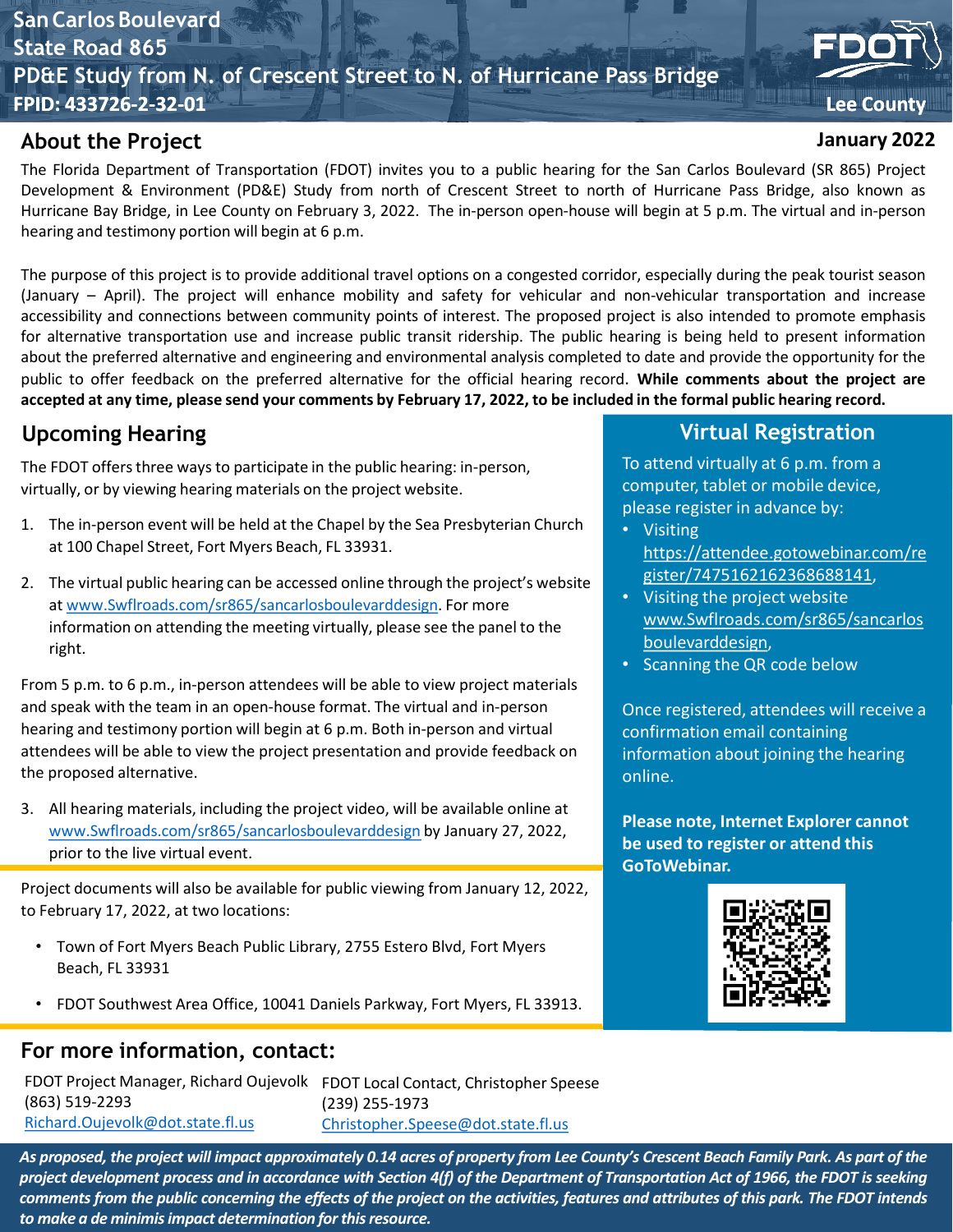# San Carlos Boulevard
# State Road 865
# PD&E Study from N. of Crescent Street to N. of Hurricane Pass Bridge

**FPID: 433726-2-32-01**

FDOT

**Lee County**

## About the Project

**January 2022**

The Florida Department of Transportation (FDOT) invites you to a public hearing for the San Carlos Boulevard (SR 865) Project Development & Environment (PD&E) Study from north of Crescent Street to north of Hurricane Pass Bridge, also known as Hurricane Bay Bridge, in Lee County on February 3, 2022. The in-person open-house will begin at 5 p.m. The virtual and in-person hearing and testimony portion will begin at 6 p.m.

The purpose of this project is to provide additional travel options on a congested corridor, especially during the peak tourist season (January – April). The project will enhance mobility and safety for vehicular and non-vehicular transportation and increase accessibility and connections between community points of interest. The proposed project is also intended to promote emphasis for alternative transportation use and increase public transit ridership. The public hearing is being held to present information about the preferred alternative and engineering and environmental analysis completed to date and provide the opportunity for the public to offer feedback on the preferred alternative for the official hearing record. **While comments about the project are accepted at any time, please send your comments by February 17, 2022, to be included in the formal public hearing record.**

## Upcoming Hearing

The FDOT offers three ways to participate in the public hearing: in-person, virtually, or by viewing hearing materials on the project website.

1. The in-person event will be held at the Chapel by the Sea Presbyterian Church at 100 Chapel Street, Fort Myers Beach, FL 33931.

2. The virtual public hearing can be accessed online through the project's website at www.Swflroads.com/sr865/sancarlosboulevarddesign. For more information on attending the meeting virtually, please see the panel to the right.

From 5 p.m. to 6 p.m., in-person attendees will be able to view project materials and speak with the team in an open-house format. The virtual and in-person hearing and testimony portion will begin at 6 p.m. Both in-person and virtual attendees will be able to view the project presentation and provide feedback on the proposed alternative.

3. All hearing materials, including the project video, will be available online at www.Swflroads.com/sr865/sancarlosboulevarddesign by January 27, 2022, prior to the live virtual event.

Project documents will also be available for public viewing from January 12, 2022, to February 17, 2022, at two locations:

- Town of Fort Myers Beach Public Library, 2755 Estero Blvd, Fort Myers Beach, FL 33931
- FDOT Southwest Area Office, 10041 Daniels Parkway, Fort Myers, FL 33913.

## Virtual Registration

To attend virtually at 6 p.m. from a computer, tablet or mobile device, please register in advance by:

- Visiting https://attendee.gotowebinar.com/register/7475162162368688141,
- Visiting the project website www.Swflroads.com/sr865/sancarlosboulevarddesign,
- Scanning the QR code below

Once registered, attendees will receive a confirmation email containing information about joining the hearing online.

**Please note, Internet Explorer cannot be used to register or attend this GoToWebinar.**

## For more information, contact:

FDOT Project Manager, Richard Oujevolk
(863) 519-2293
Richard.Oujevolk@dot.state.fl.us

FDOT Local Contact, Christopher Speese
(239) 255-1973
Christopher.Speese@dot.state.fl.us

***As proposed, the project will impact approximately 0.14 acres of property from Lee County's Crescent Beach Family Park. As part of the project development process and in accordance with Section 4(f) of the Department of Transportation Act of 1966, the FDOT is seeking comments from the public concerning the effects of the project on the activities, features and attributes of this park. The FDOT intends to make a de minimis impact determination for this resource.***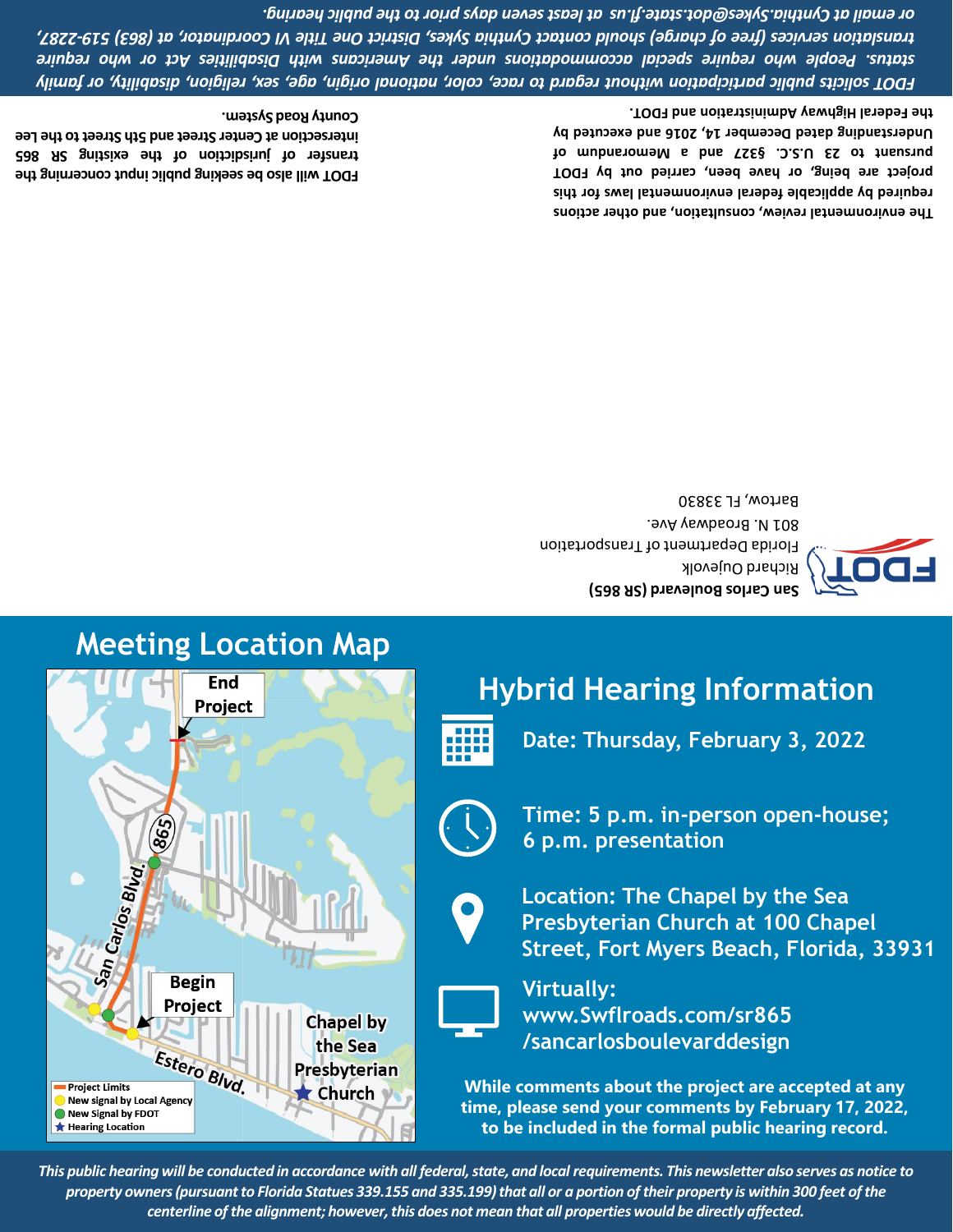*FDOT solicits public participation without regard to race, color, national origin, age, sex, religion, disability, or family status. People who require special accommodations under the Americans with Disabilities Act or who require translation services (free of charge) should contact Cynthia Sykes, District One Title VI Coordinator, at (863) 519-2287, or email at Cynthia.Sykes@dot.state.fl.us at least seven days prior to the public hearing.*

**The environmental review, consultation, and other actions required by applicable federal environmental laws for this project are being, or have been, carried out by FDOT pursuant to 23 U.S.C. §327 and a Memorandum of Understanding dated December 14, 2016 and executed by the Federal Highway Administration and FDOT.**

**FDOT will also be seeking public input concerning the transfer of jurisdiction of the existing SR 865 intersection at Center Street and 5th Street to the Lee County Road System.**

FDOT

**San Carlos Boulevard (SR 865)**
Richard Oujevolk
Florida Department of Transportation
801 N. Broadway Ave.
Bartow, FL 33830

## Meeting Location Map

End Project

Begin Project

San Carlos Blvd.

865

Estero Blvd.

Chapel by the Sea Presbyterian Church

Project Limits
New signal by Local Agency
New Signal by FDOT
Hearing Location

## Hybrid Hearing Information

**Date: Thursday, February 3, 2022**

**Time: 5 p.m. in-person open-house; 6 p.m. presentation**

**Location: The Chapel by the Sea Presbyterian Church at 100 Chapel Street, Fort Myers Beach, Florida, 33931**

**Virtually: www.Swflroads.com/sr865 /sancarlosboulevarddesign**

**While comments about the project are accepted at any time, please send your comments by February 17, 2022, to be included in the formal public hearing record.**

***This public hearing will be conducted in accordance with all federal, state, and local requirements. This newsletter also serves as notice to property owners (pursuant to Florida Statues 339.155 and 335.199) that all or a portion of their property is within 300 feet of the centerline of the alignment; however, this does not mean that all properties would be directly affected.***